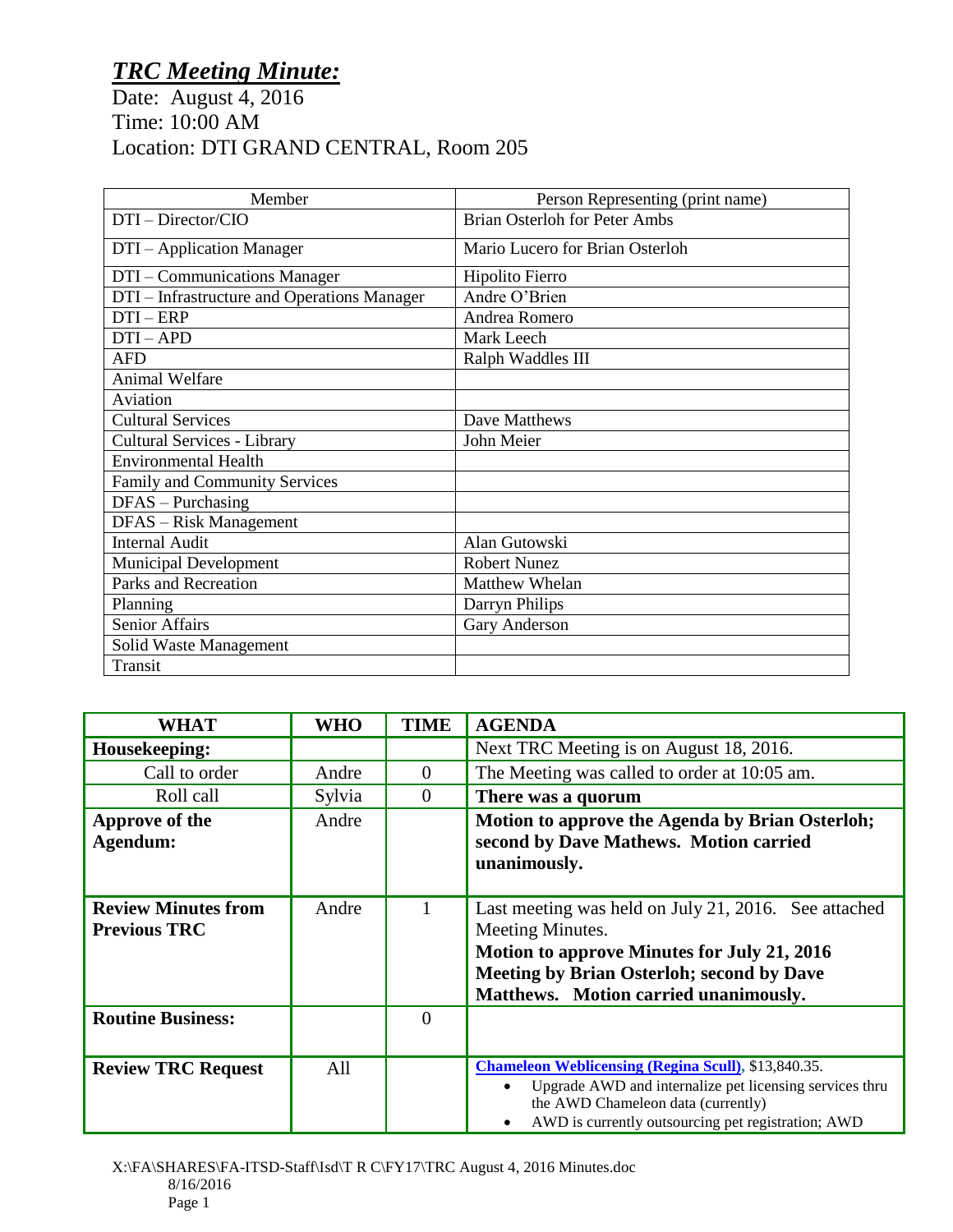# *TRC Meeting Minute:*

Date: August 4, 2016
Time: 10:00 AM
Location: DTI GRAND CENTRAL, Room 205

| Member | Person Representing (print name) |
|---|---|
| DTI – Director/CIO | Brian Osterloh for Peter Ambs |
| DTI – Application Manager | Mario Lucero for Brian Osterloh |
| DTI – Communications Manager | Hipolito Fierro |
| DTI – Infrastructure and Operations Manager | Andre O'Brien |
| DTI – ERP | Andrea Romero |
| DTI – APD | Mark Leech |
| AFD | Ralph Waddles III |
| Animal Welfare | |
| Aviation | |
| Cultural Services | Dave Matthews |
| Cultural Services - Library | John Meier |
| Environmental Health | |
| Family and Community Services | |
| DFAS – Purchasing | |
| DFAS – Risk Management | |
| Internal Audit | Alan Gutowski |
| Municipal Development | Robert Nunez |
| Parks and Recreation | Matthew Whelan |
| Planning | Darryn Philips |
| Senior Affairs | Gary Anderson |
| Solid Waste Management | |
| Transit | |

| WHAT | WHO | TIME | AGENDA |
|---|---|---|---|
| **Housekeeping:** | | | Next TRC Meeting is on August 18, 2016. |
| Call to order | Andre | 0 | The Meeting was called to order at 10:05 am. |
| Roll call | Sylvia | 0 | **There was a quorum** |
| **Approve of the Agendum:** | Andre | | **Motion to approve the Agenda by Brian Osterloh; second by Dave Mathews. Motion carried unanimously.** |
| **Review Minutes from Previous TRC** | Andre | 1 | Last meeting was held on July 21, 2016. See attached Meeting Minutes. **Motion to approve Minutes for July 21, 2016 Meeting by Brian Osterloh; second by Dave Matthews. Motion carried unanimously.** |
| **Routine Business:** | | 0 | |
| **Review TRC Request** | All | | **Chameleon Weblicensing (Regina Scull)**, $13,840.35. <br>• Upgrade AWD and internalize pet licensing services thru the AWD Chameleon data (currently) <br>• AWD is currently outsourcing pet registration; AWD |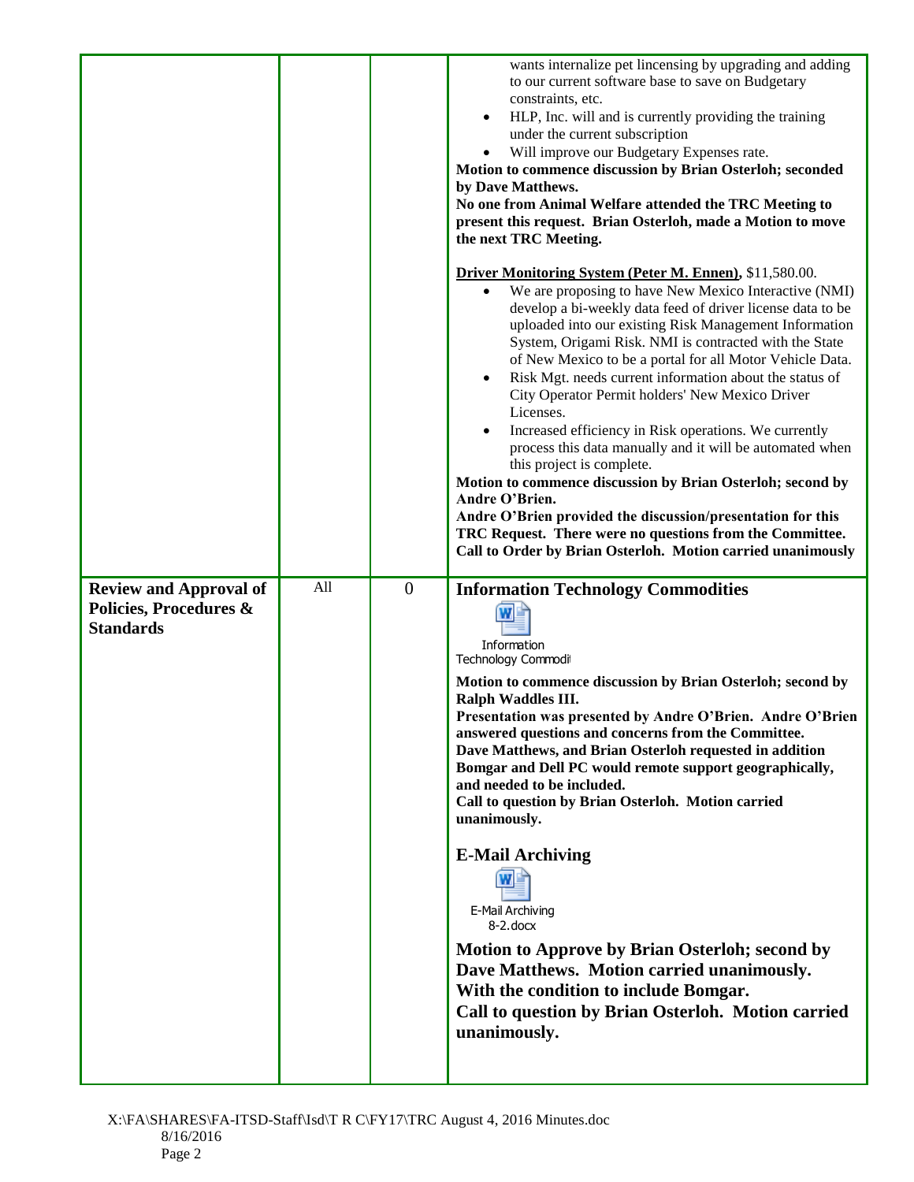| | | | |
|---|---|---|---|
| | | | wants internalize pet lincensing by upgrading and adding to our current software base to save on Budgetary constraints, etc.<br>• HLP, Inc. will and is currently providing the training under the current subscription<br>• Will improve our Budgetary Expenses rate.<br>**Motion to commence discussion by Brian Osterloh; seconded by Dave Matthews.**<br>**No one from Animal Welfare attended the TRC Meeting to present this request. Brian Osterloh, made a Motion to move the next TRC Meeting.**<br><br>**Driver Monitoring System (Peter M. Ennen),** $11,580.00.<br>• We are proposing to have New Mexico Interactive (NMI) develop a bi-weekly data feed of driver license data to be uploaded into our existing Risk Management Information System, Origami Risk. NMI is contracted with the State of New Mexico to be a portal for all Motor Vehicle Data.<br>• Risk Mgt. needs current information about the status of City Operator Permit holders' New Mexico Driver Licenses.<br>• Increased efficiency in Risk operations. We currently process this data manually and it will be automated when this project is complete.<br>**Motion to commence discussion by Brian Osterloh; second by Andre O'Brien.**<br>**Andre O'Brien provided the discussion/presentation for this TRC Request. There were no questions from the Committee. Call to Order by Brian Osterloh. Motion carried unanimously** |
| **Review and Approval of Policies, Procedures & Standards** | All | 0 | **Information Technology Commodities**<br>Information Technology Commodit<br>**Motion to commence discussion by Brian Osterloh; second by Ralph Waddles III.**<br>**Presentation was presented by Andre O'Brien. Andre O'Brien answered questions and concerns from the Committee.**<br>**Dave Matthews, and Brian Osterloh requested in addition Bomgar and Dell PC would remote support geographically, and needed to be included.**<br>**Call to question by Brian Osterloh. Motion carried unanimously.**<br><br>**E-Mail Archiving**<br>E-Mail Archiving 8-2.docx<br>**Motion to Approve by Brian Osterloh; second by Dave Matthews. Motion carried unanimously.**<br>**With the condition to include Bomgar.**<br>**Call to question by Brian Osterloh. Motion carried unanimously.** |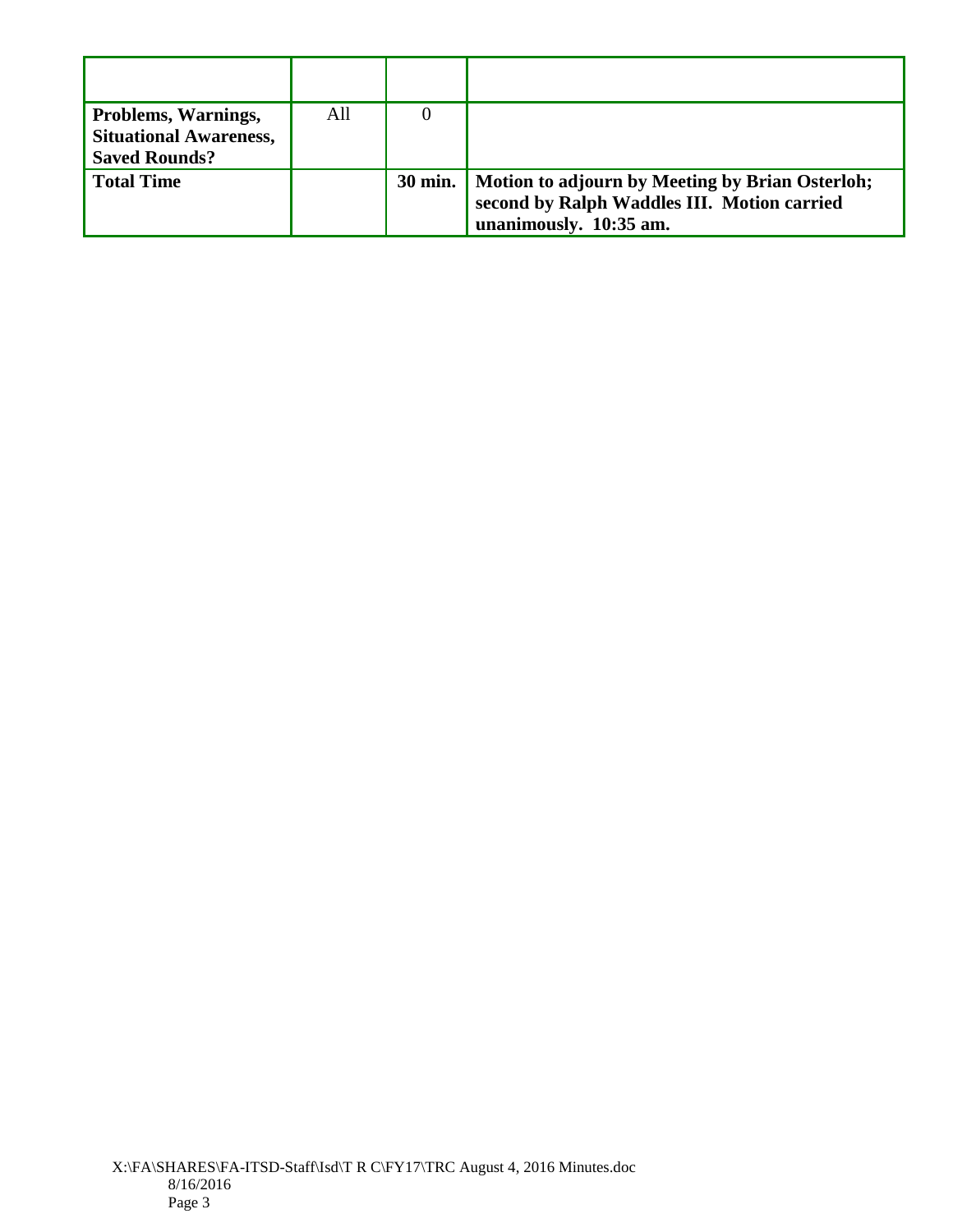| | | | |
|---|---|---|---|
| | | | |
| **Problems, Warnings, Situational Awareness, Saved Rounds?** | All | 0 | |
| **Total Time** | | **30 min.** | **Motion to adjourn by Meeting by Brian Osterloh; second by Ralph Waddles III. Motion carried unanimously. 10:35 am.** |

X:\FA\SHARES\FA-ITSD-Staff\Isd\T R C\FY17\TRC August 4, 2016 Minutes.doc
8/16/2016